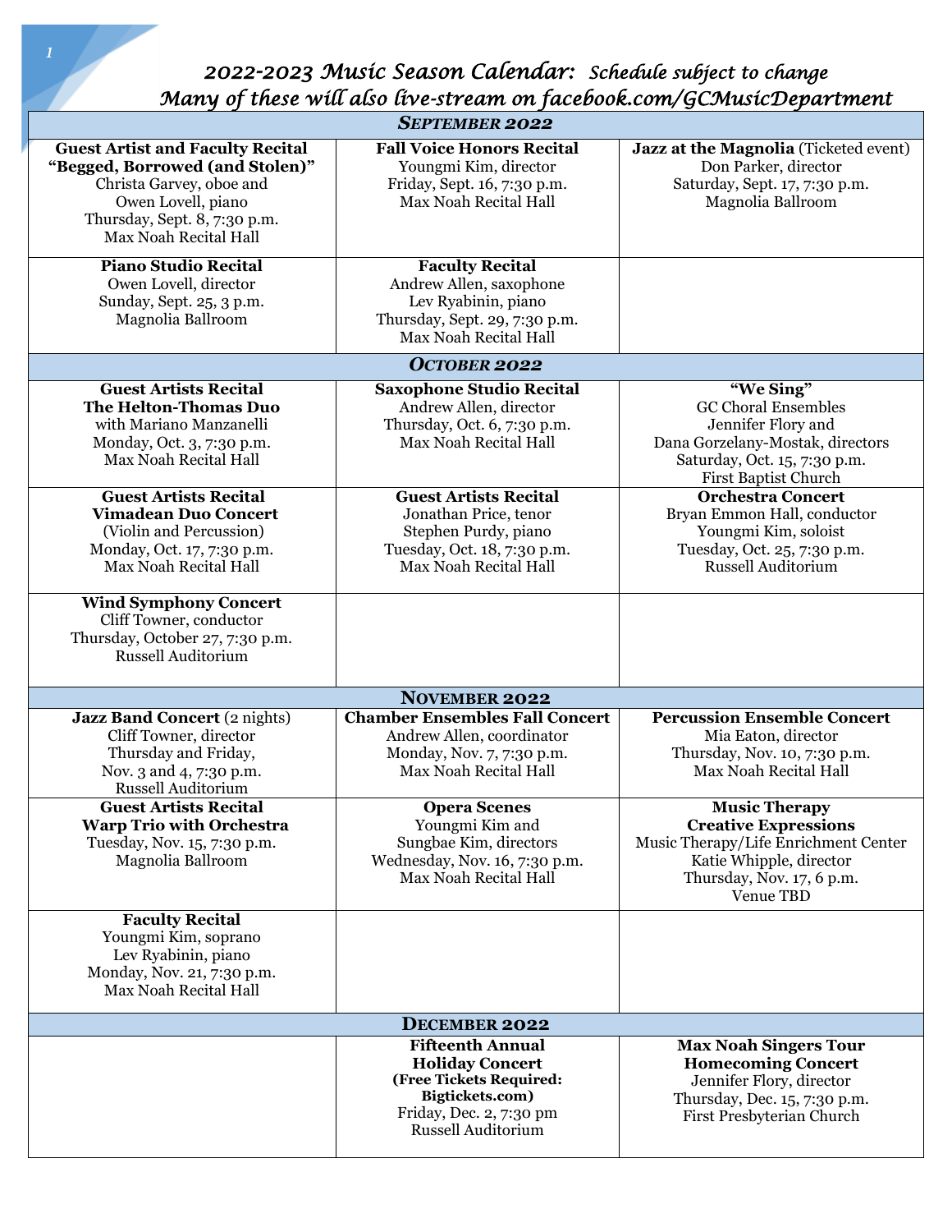# 2022-2023 Music Season Calendar: *Schedule subject to change*

*Many of these will also live-stream on facebook.com/GCMusicDepartment*

| ***SEPTEMBER 2022*** | | |
|---|---|---|
| **Guest Artist and Faculty Recital** **“Begged, Borrowed (and Stolen)”** Christa Garvey, oboe and Owen Lovell, piano Thursday, Sept. 8, 7:30 p.m. Max Noah Recital Hall | **Fall Voice Honors Recital** Youngmi Kim, director Friday, Sept. 16, 7:30 p.m. Max Noah Recital Hall | **Jazz at the Magnolia** (Ticketed event) Don Parker, director Saturday, Sept. 17, 7:30 p.m. Magnolia Ballroom |
| **Piano Studio Recital** Owen Lovell, director Sunday, Sept. 25, 3 p.m. Magnolia Ballroom | **Faculty Recital** Andrew Allen, saxophone Lev Ryabinin, piano Thursday, Sept. 29, 7:30 p.m. Max Noah Recital Hall | |
| ***OCTOBER 2022*** | | |
| **Guest Artists Recital** **The Helton-Thomas Duo** with Mariano Manzanelli Monday, Oct. 3, 7:30 p.m. Max Noah Recital Hall | **Saxophone Studio Recital** Andrew Allen, director Thursday, Oct. 6, 7:30 p.m. Max Noah Recital Hall | **“We Sing”** GC Choral Ensembles Jennifer Flory and Dana Gorzelany-Mostak, directors Saturday, Oct. 15, 7:30 p.m. First Baptist Church |
| **Guest Artists Recital** **Vimadean Duo Concert** (Violin and Percussion) Monday, Oct. 17, 7:30 p.m. Max Noah Recital Hall | **Guest Artists Recital** Jonathan Price, tenor Stephen Purdy, piano Tuesday, Oct. 18, 7:30 p.m. Max Noah Recital Hall | **Orchestra Concert** Bryan Emmon Hall, conductor Youngmi Kim, soloist Tuesday, Oct. 25, 7:30 p.m. Russell Auditorium |
| **Wind Symphony Concert** Cliff Towner, conductor Thursday, October 27, 7:30 p.m. Russell Auditorium | | |
| **NOVEMBER 2022** | | |
| **Jazz Band Concert** (2 nights) Cliff Towner, director Thursday and Friday, Nov. 3 and 4, 7:30 p.m. Russell Auditorium | **Chamber Ensembles Fall Concert** Andrew Allen, coordinator Monday, Nov. 7, 7:30 p.m. Max Noah Recital Hall | **Percussion Ensemble Concert** Mia Eaton, director Thursday, Nov. 10, 7:30 p.m. Max Noah Recital Hall |
| **Guest Artists Recital** **Warp Trio with Orchestra** Tuesday, Nov. 15, 7:30 p.m. Magnolia Ballroom | **Opera Scenes** Youngmi Kim and Sungbae Kim, directors Wednesday, Nov. 16, 7:30 p.m. Max Noah Recital Hall | **Music Therapy** **Creative Expressions** Music Therapy/Life Enrichment Center Katie Whipple, director Thursday, Nov. 17, 6 p.m. Venue TBD |
| **Faculty Recital** Youngmi Kim, soprano Lev Ryabinin, piano Monday, Nov. 21, 7:30 p.m. Max Noah Recital Hall | | |
| **DECEMBER 2022** | | |
| | **Fifteenth Annual Holiday Concert** **(Free Tickets Required: Bigtickets.com)** Friday, Dec. 2, 7:30 pm Russell Auditorium | **Max Noah Singers Tour Homecoming Concert** Jennifer Flory, director Thursday, Dec. 15, 7:30 p.m. First Presbyterian Church |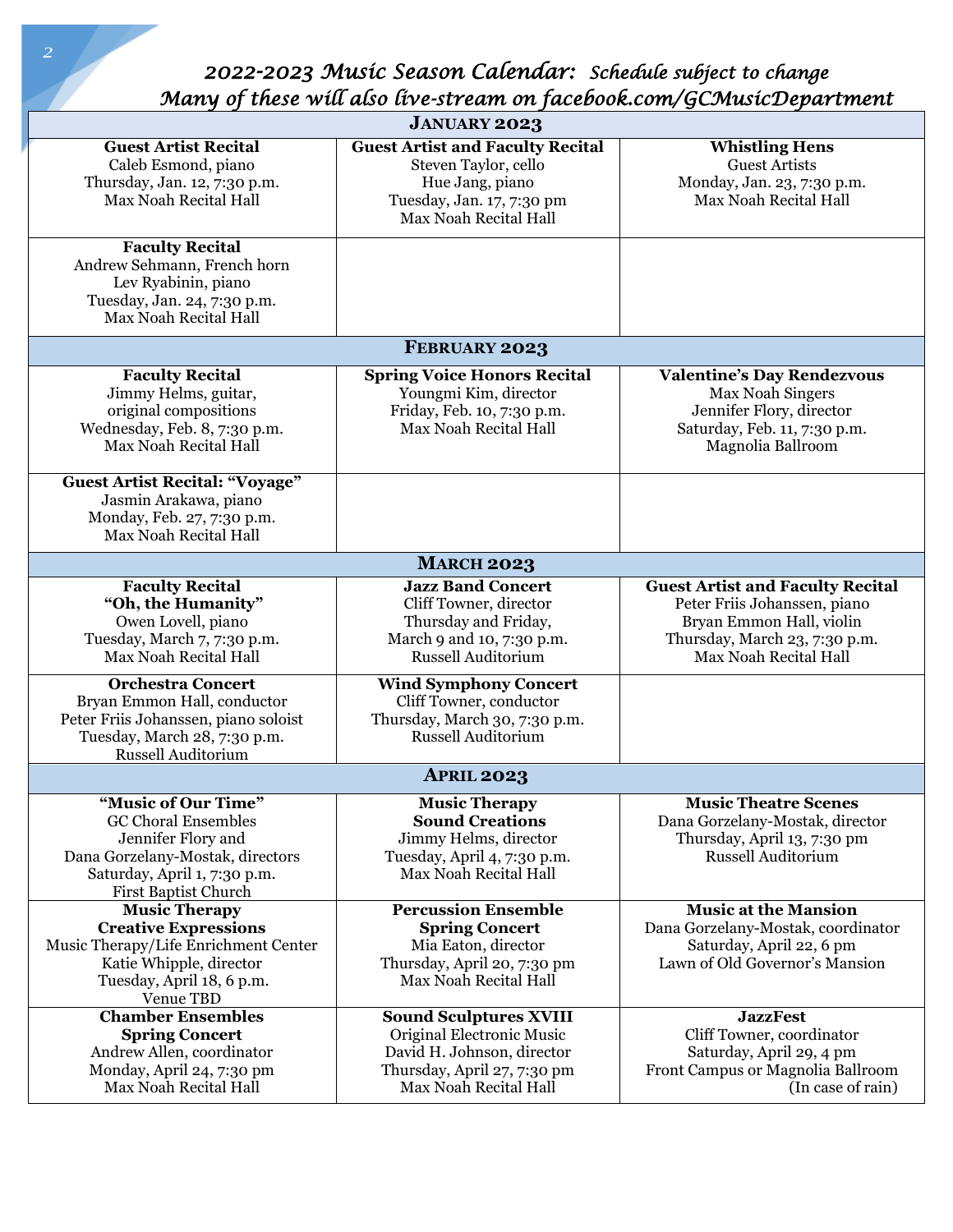# *2022-2023 Music Season Calendar: Schedule subject to change*
# *Many of these will also live-stream on facebook.com/GCMusicDepartment*

| | | |
|---|---|---|
| **JANUARY 2023** | | |
| **Guest Artist Recital**<br>Caleb Esmond, piano<br>Thursday, Jan. 12, 7:30 p.m.<br>Max Noah Recital Hall | **Guest Artist and Faculty Recital**<br>Steven Taylor, cello<br>Hue Jang, piano<br>Tuesday, Jan. 17, 7:30 pm<br>Max Noah Recital Hall | **Whistling Hens**<br>Guest Artists<br>Monday, Jan. 23, 7:30 p.m.<br>Max Noah Recital Hall |
| **Faculty Recital**<br>Andrew Sehmann, French horn<br>Lev Ryabinin, piano<br>Tuesday, Jan. 24, 7:30 p.m.<br>Max Noah Recital Hall | | |
| **FEBRUARY 2023** | | |
| **Faculty Recital**<br>Jimmy Helms, guitar,<br>original compositions<br>Wednesday, Feb. 8, 7:30 p.m.<br>Max Noah Recital Hall | **Spring Voice Honors Recital**<br>Youngmi Kim, director<br>Friday, Feb. 10, 7:30 p.m.<br>Max Noah Recital Hall | **Valentine's Day Rendezvous**<br>Max Noah Singers<br>Jennifer Flory, director<br>Saturday, Feb. 11, 7:30 p.m.<br>Magnolia Ballroom |
| **Guest Artist Recital: "Voyage"**<br>Jasmin Arakawa, piano<br>Monday, Feb. 27, 7:30 p.m.<br>Max Noah Recital Hall | | |
| **MARCH 2023** | | |
| **Faculty Recital**<br>**"Oh, the Humanity"**<br>Owen Lovell, piano<br>Tuesday, March 7, 7:30 p.m.<br>Max Noah Recital Hall | **Jazz Band Concert**<br>Cliff Towner, director<br>Thursday and Friday,<br>March 9 and 10, 7:30 p.m.<br>Russell Auditorium | **Guest Artist and Faculty Recital**<br>Peter Friis Johanssen, piano<br>Bryan Emmon Hall, violin<br>Thursday, March 23, 7:30 p.m.<br>Max Noah Recital Hall |
| **Orchestra Concert**<br>Bryan Emmon Hall, conductor<br>Peter Friis Johanssen, piano soloist<br>Tuesday, March 28, 7:30 p.m.<br>Russell Auditorium | **Wind Symphony Concert**<br>Cliff Towner, conductor<br>Thursday, March 30, 7:30 p.m.<br>Russell Auditorium | |
| **APRIL 2023** | | |
| **"Music of Our Time"**<br>GC Choral Ensembles<br>Jennifer Flory and<br>Dana Gorzelany-Mostak, directors<br>Saturday, April 1, 7:30 p.m.<br>First Baptist Church | **Music Therapy**<br>**Sound Creations**<br>Jimmy Helms, director<br>Tuesday, April 4, 7:30 p.m.<br>Max Noah Recital Hall | **Music Theatre Scenes**<br>Dana Gorzelany-Mostak, director<br>Thursday, April 13, 7:30 pm<br>Russell Auditorium |
| **Music Therapy**<br>**Creative Expressions**<br>Music Therapy/Life Enrichment Center<br>Katie Whipple, director<br>Tuesday, April 18, 6 p.m.<br>Venue TBD | **Percussion Ensemble**<br>**Spring Concert**<br>Mia Eaton, director<br>Thursday, April 20, 7:30 pm<br>Max Noah Recital Hall | **Music at the Mansion**<br>Dana Gorzelany-Mostak, coordinator<br>Saturday, April 22, 6 pm<br>Lawn of Old Governor's Mansion |
| **Chamber Ensembles**<br>**Spring Concert**<br>Andrew Allen, coordinator<br>Monday, April 24, 7:30 pm<br>Max Noah Recital Hall | **Sound Sculptures XVIII**<br>Original Electronic Music<br>David H. Johnson, director<br>Thursday, April 27, 7:30 pm<br>Max Noah Recital Hall | **JazzFest**<br>Cliff Towner, coordinator<br>Saturday, April 29, 4 pm<br>Front Campus or Magnolia Ballroom<br>(In case of rain) |